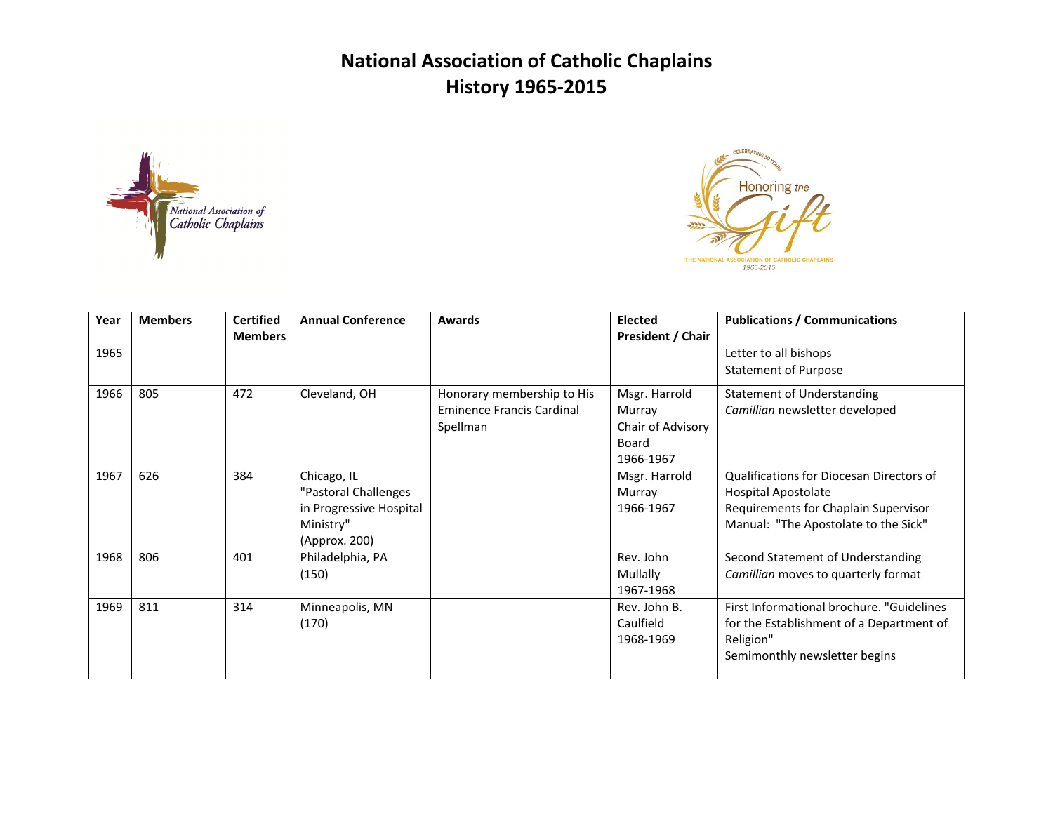# National Association of Catholic Chaplains
# History 1965-2015

| Year | Members | Certified Members | Annual Conference | Awards | Elected President / Chair | Publications / Communications |
|---|---|---|---|---|---|---|
| 1965 | | | | | | Letter to all bishops<br>Statement of Purpose |
| 1966 | 805 | 472 | Cleveland, OH | Honorary membership to His Eminence Francis Cardinal Spellman | Msgr. Harrold Murray<br>Chair of Advisory Board<br>1966-1967 | Statement of Understanding<br>*Camillian* newsletter developed |
| 1967 | 626 | 384 | Chicago, IL<br>"Pastoral Challenges in Progressive Hospital Ministry"<br>(Approx. 200) | | Msgr. Harrold Murray<br>1966-1967 | Qualifications for Diocesan Directors of Hospital Apostolate<br>Requirements for Chaplain Supervisor<br>Manual: "The Apostolate to the Sick" |
| 1968 | 806 | 401 | Philadelphia, PA<br>(150) | | Rev. John Mullally<br>1967-1968 | Second Statement of Understanding<br>*Camillian* moves to quarterly format |
| 1969 | 811 | 314 | Minneapolis, MN<br>(170) | | Rev. John B. Caulfield<br>1968-1969 | First Informational brochure. "Guidelines for the Establishment of a Department of Religion"<br>Semimonthly newsletter begins |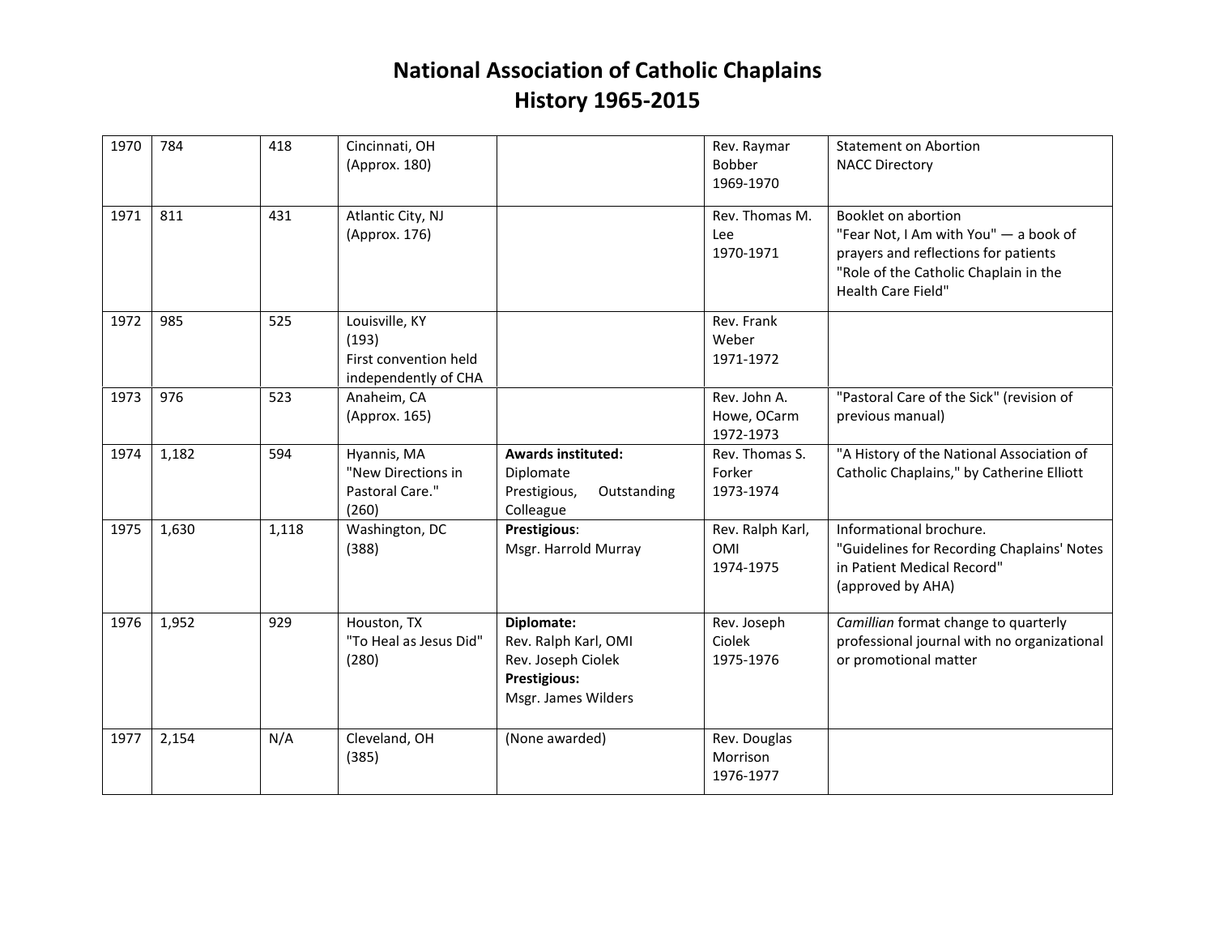# National Association of Catholic Chaplains
# History 1965-2015

| | | | | | | |
|---|---|---|---|---|---|---|
| 1970 | 784 | 418 | Cincinnati, OH<br>(Approx. 180) | | Rev. Raymar Bobber<br>1969-1970 | Statement on Abortion<br>NACC Directory |
| 1971 | 811 | 431 | Atlantic City, NJ<br>(Approx. 176) | | Rev. Thomas M. Lee<br>1970-1971 | Booklet on abortion<br>"Fear Not, I Am with You" — a book of prayers and reflections for patients<br>"Role of the Catholic Chaplain in the Health Care Field" |
| 1972 | 985 | 525 | Louisville, KY<br>(193)<br>First convention held independently of CHA | | Rev. Frank Weber<br>1971-1972 | |
| 1973 | 976 | 523 | Anaheim, CA<br>(Approx. 165) | | Rev. John A. Howe, OCarm<br>1972-1973 | "Pastoral Care of the Sick" (revision of previous manual) |
| 1974 | 1,182 | 594 | Hyannis, MA<br>"New Directions in Pastoral Care."<br>(260) | **Awards instituted:**<br>Diplomate<br>Prestigious, Outstanding Colleague | Rev. Thomas S. Forker<br>1973-1974 | "A History of the National Association of Catholic Chaplains," by Catherine Elliott |
| 1975 | 1,630 | 1,118 | Washington, DC<br>(388) | **Prestigious**:<br>Msgr. Harrold Murray | Rev. Ralph Karl, OMI<br>1974-1975 | Informational brochure.<br>"Guidelines for Recording Chaplains' Notes in Patient Medical Record"<br>(approved by AHA) |
| 1976 | 1,952 | 929 | Houston, TX<br>"To Heal as Jesus Did"<br>(280) | **Diplomate:**<br>Rev. Ralph Karl, OMI<br>Rev. Joseph Ciolek<br>**Prestigious:**<br>Msgr. James Wilders | Rev. Joseph Ciolek<br>1975-1976 | *Camillian* format change to quarterly professional journal with no organizational or promotional matter |
| 1977 | 2,154 | N/A | Cleveland, OH<br>(385) | (None awarded) | Rev. Douglas Morrison<br>1976-1977 | |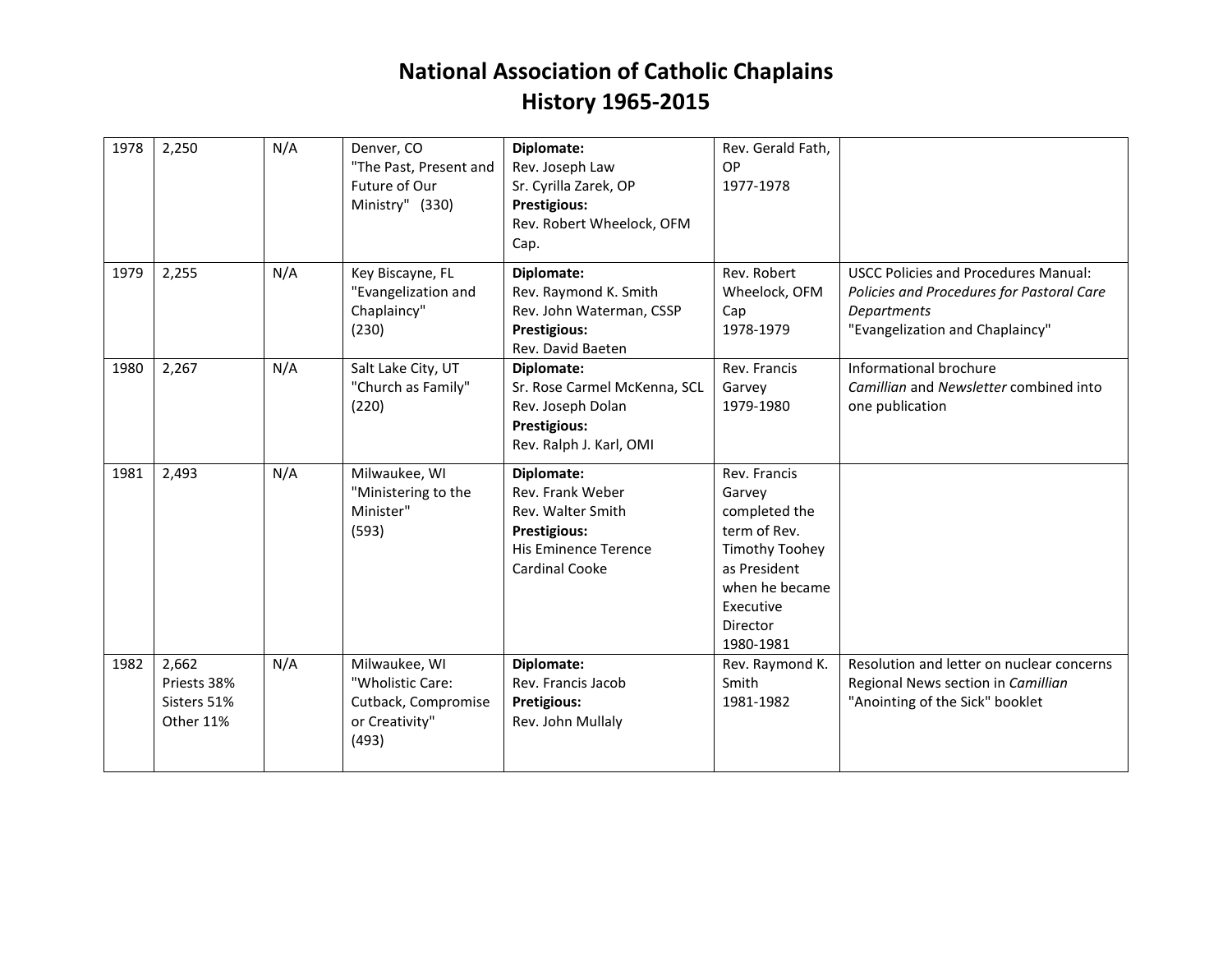# National Association of Catholic Chaplains
## History 1965-2015

| | | | | | | |
|---|---|---|---|---|---|---|
| 1978 | 2,250 | N/A | Denver, CO<br>"The Past, Present and Future of Our Ministry" (330) | **Diplomate:**<br>Rev. Joseph Law<br>Sr. Cyrilla Zarek, OP<br>**Prestigious:**<br>Rev. Robert Wheelock, OFM Cap. | Rev. Gerald Fath, OP<br>1977-1978 | |
| 1979 | 2,255 | N/A | Key Biscayne, FL<br>"Evangelization and Chaplaincy"<br>(230) | **Diplomate:**<br>Rev. Raymond K. Smith<br>Rev. John Waterman, CSSP<br>**Prestigious:**<br>Rev. David Baeten | Rev. Robert Wheelock, OFM Cap<br>1978-1979 | USCC Policies and Procedures Manual: *Policies and Procedures for Pastoral Care Departments*<br>"Evangelization and Chaplaincy" |
| 1980 | 2,267 | N/A | Salt Lake City, UT<br>"Church as Family"<br>(220) | **Diplomate:**<br>Sr. Rose Carmel McKenna, SCL<br>Rev. Joseph Dolan<br>**Prestigious:**<br>Rev. Ralph J. Karl, OMI | Rev. Francis Garvey<br>1979-1980 | Informational brochure<br>*Camillian* and *Newsletter* combined into one publication |
| 1981 | 2,493 | N/A | Milwaukee, WI<br>"Ministering to the Minister"<br>(593) | **Diplomate:**<br>Rev. Frank Weber<br>Rev. Walter Smith<br>**Prestigious:**<br>His Eminence Terence Cardinal Cooke | Rev. Francis Garvey completed the term of Rev. Timothy Toohey as President when he became Executive Director<br>1980-1981 | |
| 1982 | 2,662<br>Priests 38%<br>Sisters 51%<br>Other 11% | N/A | Milwaukee, WI<br>"Wholistic Care: Cutback, Compromise or Creativity"<br>(493) | **Diplomate:**<br>Rev. Francis Jacob<br>**Pretigious:**<br>Rev. John Mullaly | Rev. Raymond K. Smith<br>1981-1982 | Resolution and letter on nuclear concerns<br>Regional News section in *Camillian*<br>"Anointing of the Sick" booklet |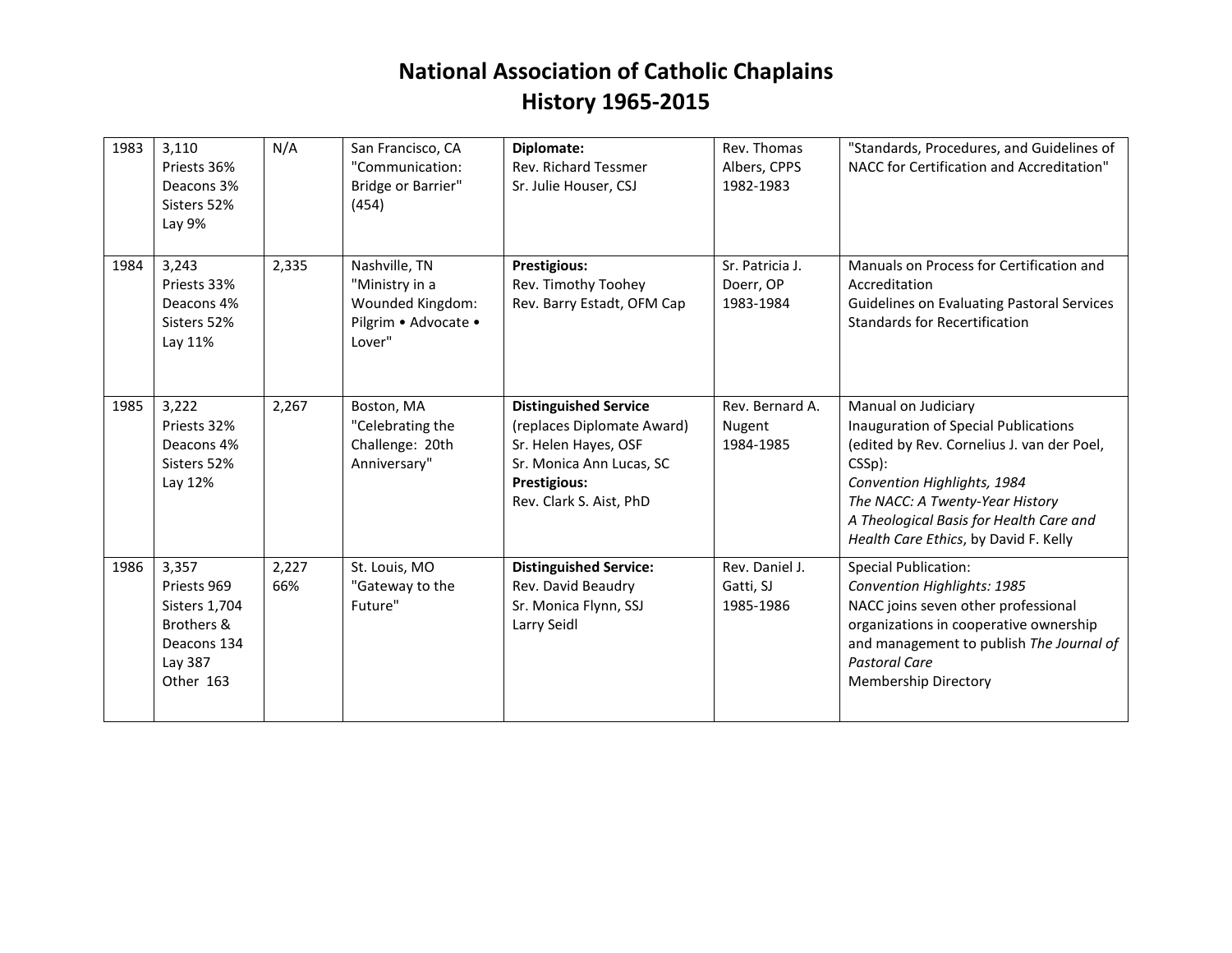# National Association of Catholic Chaplains
# History 1965-2015

| | | | | | | |
|---|---|---|---|---|---|---|
| 1983 | 3,110<br>Priests 36%<br>Deacons 3%<br>Sisters 52%<br>Lay 9% | N/A | San Francisco, CA<br>"Communication: Bridge or Barrier"<br>(454) | **Diplomate:**<br>Rev. Richard Tessmer<br>Sr. Julie Houser, CSJ | Rev. Thomas Albers, CPPS<br>1982-1983 | "Standards, Procedures, and Guidelines of NACC for Certification and Accreditation" |
| 1984 | 3,243<br>Priests 33%<br>Deacons 4%<br>Sisters 52%<br>Lay 11% | 2,335 | Nashville, TN<br>"Ministry in a Wounded Kingdom: Pilgrim • Advocate • Lover" | **Prestigious:**<br>Rev. Timothy Toohey<br>Rev. Barry Estadt, OFM Cap | Sr. Patricia J. Doerr, OP<br>1983-1984 | Manuals on Process for Certification and Accreditation<br>Guidelines on Evaluating Pastoral Services<br>Standards for Recertification |
| 1985 | 3,222<br>Priests 32%<br>Deacons 4%<br>Sisters 52%<br>Lay 12% | 2,267 | Boston, MA<br>"Celebrating the Challenge: 20th Anniversary" | **Distinguished Service**<br>(replaces Diplomate Award)<br>Sr. Helen Hayes, OSF<br>Sr. Monica Ann Lucas, SC<br>**Prestigious:**<br>Rev. Clark S. Aist, PhD | Rev. Bernard A. Nugent<br>1984-1985 | Manual on Judiciary<br>Inauguration of Special Publications (edited by Rev. Cornelius J. van der Poel, CSSp):<br>*Convention Highlights, 1984*<br>*The NACC: A Twenty-Year History*<br>*A Theological Basis for Health Care and Health Care Ethics*, by David F. Kelly |
| 1986 | 3,357<br>Priests 969<br>Sisters 1,704<br>Brothers & Deacons 134<br>Lay 387<br>Other 163 | 2,227<br>66% | St. Louis, MO<br>"Gateway to the Future" | **Distinguished Service:**<br>Rev. David Beaudry<br>Sr. Monica Flynn, SSJ<br>Larry Seidl | Rev. Daniel J. Gatti, SJ<br>1985-1986 | Special Publication:<br>*Convention Highlights: 1985*<br>NACC joins seven other professional organizations in cooperative ownership and management to publish *The Journal of Pastoral Care*<br>Membership Directory |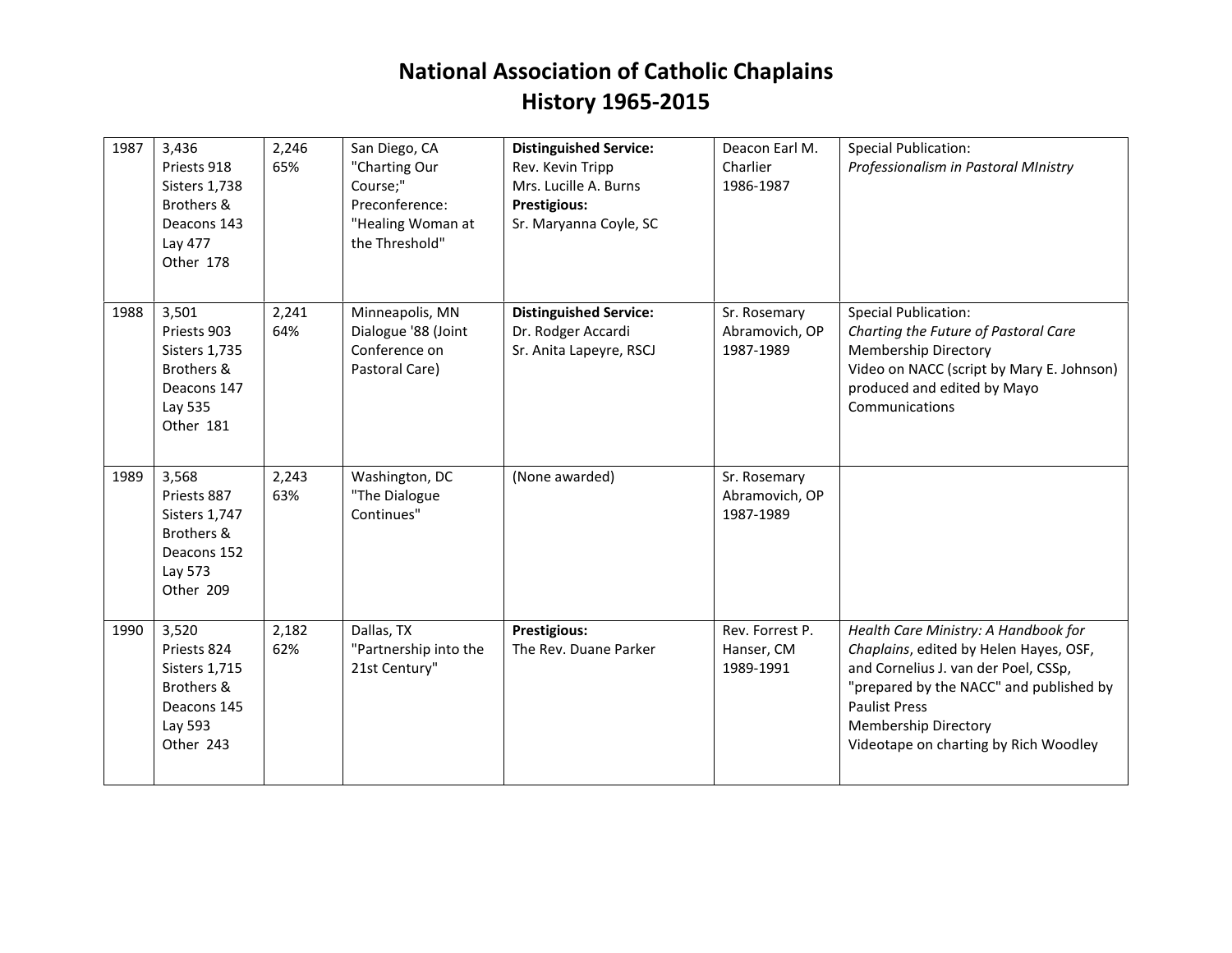# National Association of Catholic Chaplains
# History 1965-2015

| | | | | | | |
|---|---|---|---|---|---|---|
| 1987 | 3,436<br>Priests 918<br>Sisters 1,738<br>Brothers & Deacons 143<br>Lay 477<br>Other 178 | 2,246<br>65% | San Diego, CA<br>"Charting Our Course;"<br>Preconference:<br>"Healing Woman at the Threshold" | **Distinguished Service:**<br>Rev. Kevin Tripp<br>Mrs. Lucille A. Burns<br>**Prestigious:**<br>Sr. Maryanna Coyle, SC | Deacon Earl M. Charlier<br>1986-1987 | Special Publication:<br>*Professionalism in Pastoral MInistry* |
| 1988 | 3,501<br>Priests 903<br>Sisters 1,735<br>Brothers & Deacons 147<br>Lay 535<br>Other 181 | 2,241<br>64% | Minneapolis, MN<br>Dialogue '88 (Joint Conference on Pastoral Care) | **Distinguished Service:**<br>Dr. Rodger Accardi<br>Sr. Anita Lapeyre, RSCJ | Sr. Rosemary Abramovich, OP<br>1987-1989 | Special Publication:<br>*Charting the Future of Pastoral Care*<br>Membership Directory<br>Video on NACC (script by Mary E. Johnson) produced and edited by Mayo Communications |
| 1989 | 3,568<br>Priests 887<br>Sisters 1,747<br>Brothers & Deacons 152<br>Lay 573<br>Other 209 | 2,243<br>63% | Washington, DC<br>"The Dialogue Continues" | (None awarded) | Sr. Rosemary Abramovich, OP<br>1987-1989 | |
| 1990 | 3,520<br>Priests 824<br>Sisters 1,715<br>Brothers & Deacons 145<br>Lay 593<br>Other 243 | 2,182<br>62% | Dallas, TX<br>"Partnership into the 21st Century" | **Prestigious:**<br>The Rev. Duane Parker | Rev. Forrest P. Hanser, CM<br>1989-1991 | *Health Care Ministry: A Handbook for Chaplains*, edited by Helen Hayes, OSF, and Cornelius J. van der Poel, CSSp, "prepared by the NACC" and published by Paulist Press<br>Membership Directory<br>Videotape on charting by Rich Woodley |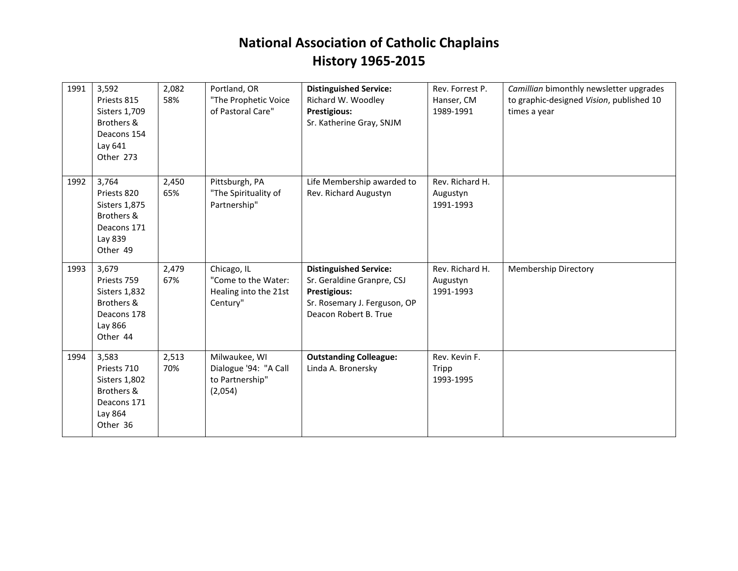# National Association of Catholic Chaplains
# History 1965-2015

| | | | | | | |
|---|---|---|---|---|---|---|
| 1991 | 3,592<br>Priests 815<br>Sisters 1,709<br>Brothers & Deacons 154<br>Lay 641<br>Other 273 | 2,082<br>58% | Portland, OR<br>"The Prophetic Voice of Pastoral Care" | **Distinguished Service:**<br>Richard W. Woodley<br>**Prestigious:**<br>Sr. Katherine Gray, SNJM | Rev. Forrest P. Hanser, CM<br>1989-1991 | *Camillian* bimonthly newsletter upgrades to graphic-designed *Vision*, published 10 times a year |
| 1992 | 3,764<br>Priests 820<br>Sisters 1,875<br>Brothers & Deacons 171<br>Lay 839<br>Other 49 | 2,450<br>65% | Pittsburgh, PA<br>"The Spirituality of Partnership" | Life Membership awarded to Rev. Richard Augustyn | Rev. Richard H. Augustyn<br>1991-1993 | |
| 1993 | 3,679<br>Priests 759<br>Sisters 1,832<br>Brothers & Deacons 178<br>Lay 866<br>Other 44 | 2,479<br>67% | Chicago, IL<br>"Come to the Water: Healing into the 21st Century" | **Distinguished Service:**<br>Sr. Geraldine Granpre, CSJ<br>**Prestigious:**<br>Sr. Rosemary J. Ferguson, OP<br>Deacon Robert B. True | Rev. Richard H. Augustyn<br>1991-1993 | Membership Directory |
| 1994 | 3,583<br>Priests 710<br>Sisters 1,802<br>Brothers & Deacons 171<br>Lay 864<br>Other 36 | 2,513<br>70% | Milwaukee, WI<br>Dialogue '94: "A Call to Partnership" (2,054) | **Outstanding Colleague:**<br>Linda A. Bronersky | Rev. Kevin F. Tripp<br>1993-1995 | |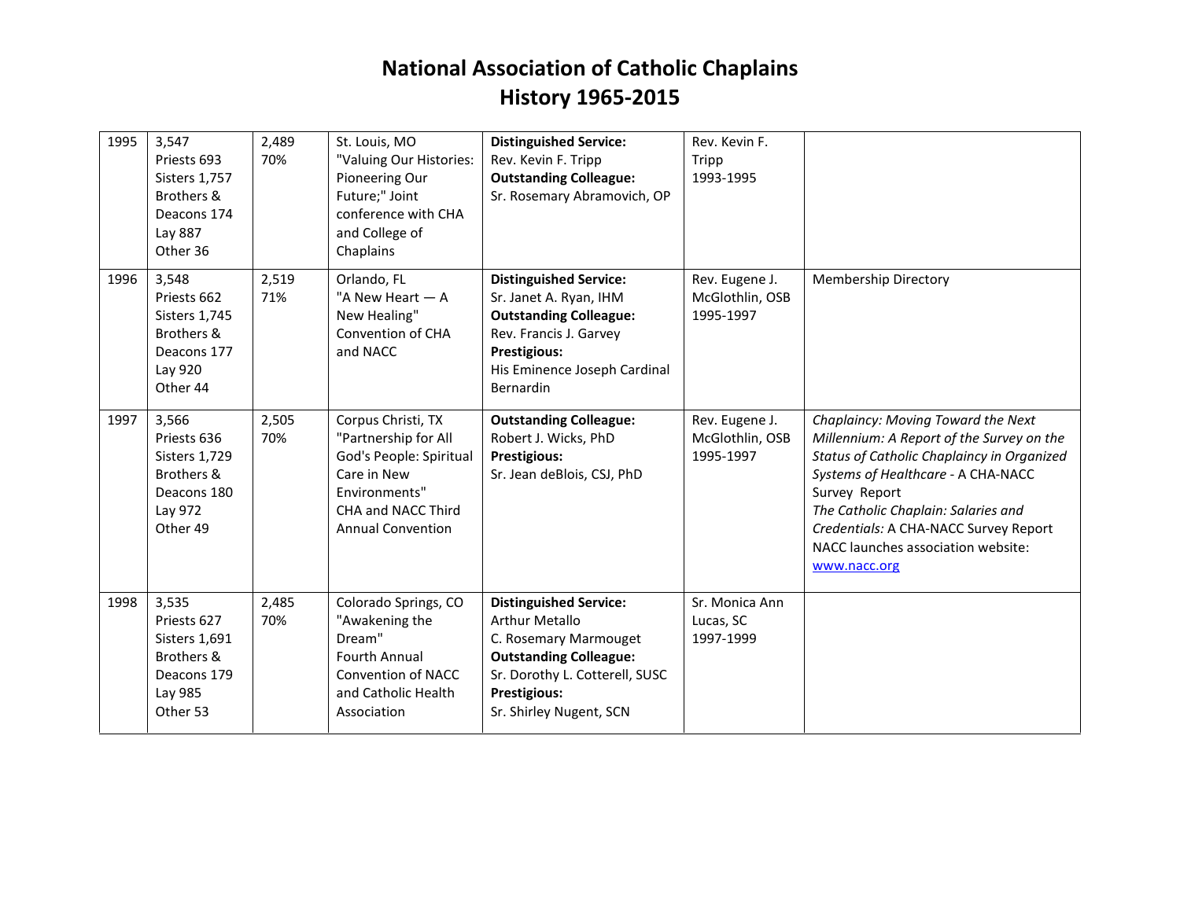# National Association of Catholic Chaplains
# History 1965-2015

| | | | | | | |
|---|---|---|---|---|---|---|
| 1995 | 3,547<br>Priests 693<br>Sisters 1,757<br>Brothers & Deacons 174<br>Lay 887<br>Other 36 | 2,489<br>70% | St. Louis, MO<br>"Valuing Our Histories: Pioneering Our Future;" Joint conference with CHA and College of Chaplains | **Distinguished Service:**<br>Rev. Kevin F. Tripp<br>**Outstanding Colleague:**<br>Sr. Rosemary Abramovich, OP | Rev. Kevin F. Tripp<br>1993-1995 | |
| 1996 | 3,548<br>Priests 662<br>Sisters 1,745<br>Brothers & Deacons 177<br>Lay 920<br>Other 44 | 2,519<br>71% | Orlando, FL<br>"A New Heart — A New Healing"<br>Convention of CHA and NACC | **Distinguished Service:**<br>Sr. Janet A. Ryan, IHM<br>**Outstanding Colleague:**<br>Rev. Francis J. Garvey<br>**Prestigious:**<br>His Eminence Joseph Cardinal Bernardin | Rev. Eugene J. McGlothlin, OSB<br>1995-1997 | Membership Directory |
| 1997 | 3,566<br>Priests 636<br>Sisters 1,729<br>Brothers & Deacons 180<br>Lay 972<br>Other 49 | 2,505<br>70% | Corpus Christi, TX<br>"Partnership for All God's People: Spiritual Care in New Environments"<br>CHA and NACC Third Annual Convention | **Outstanding Colleague:**<br>Robert J. Wicks, PhD<br>**Prestigious:**<br>Sr. Jean deBlois, CSJ, PhD | Rev. Eugene J. McGlothlin, OSB<br>1995-1997 | *Chaplaincy: Moving Toward the Next Millennium: A Report of the Survey on the Status of Catholic Chaplaincy in Organized Systems of Healthcare* - A CHA-NACC Survey Report<br>*The Catholic Chaplain: Salaries and Credentials:* A CHA-NACC Survey Report<br>NACC launches association website: www.nacc.org |
| 1998 | 3,535<br>Priests 627<br>Sisters 1,691<br>Brothers & Deacons 179<br>Lay 985<br>Other 53 | 2,485<br>70% | Colorado Springs, CO<br>"Awakening the Dream"<br>Fourth Annual Convention of NACC and Catholic Health Association | **Distinguished Service:**<br>Arthur Metallo<br>C. Rosemary Marmouget<br>**Outstanding Colleague:**<br>Sr. Dorothy L. Cotterell, SUSC<br>**Prestigious:**<br>Sr. Shirley Nugent, SCN | Sr. Monica Ann Lucas, SC<br>1997-1999 | |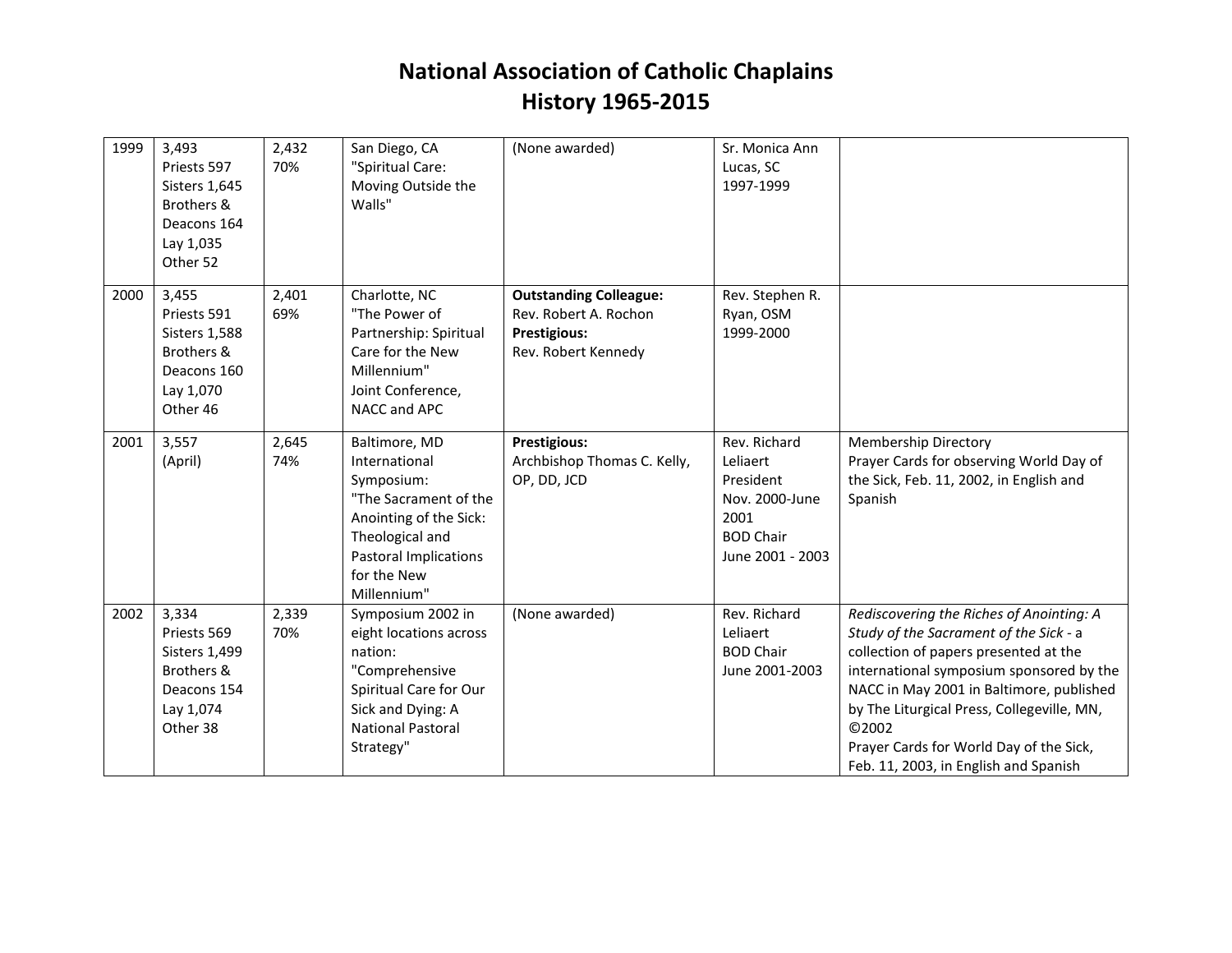# National Association of Catholic Chaplains
# History 1965-2015

| | | | | | | |
|---|---|---|---|---|---|---|
| 1999 | 3,493<br>Priests 597<br>Sisters 1,645<br>Brothers & Deacons 164<br>Lay 1,035<br>Other 52 | 2,432<br>70% | San Diego, CA<br>"Spiritual Care: Moving Outside the Walls" | (None awarded) | Sr. Monica Ann Lucas, SC<br>1997-1999 | |
| 2000 | 3,455<br>Priests 591<br>Sisters 1,588<br>Brothers & Deacons 160<br>Lay 1,070<br>Other 46 | 2,401<br>69% | Charlotte, NC<br>"The Power of Partnership: Spiritual Care for the New Millennium"<br>Joint Conference, NACC and APC | **Outstanding Colleague:**<br>Rev. Robert A. Rochon<br>**Prestigious:**<br>Rev. Robert Kennedy | Rev. Stephen R. Ryan, OSM<br>1999-2000 | |
| 2001 | 3,557<br>(April) | 2,645<br>74% | Baltimore, MD<br>International Symposium:<br>"The Sacrament of the Anointing of the Sick: Theological and Pastoral Implications for the New Millennium" | **Prestigious:**<br>Archbishop Thomas C. Kelly, OP, DD, JCD | Rev. Richard Leliaert<br>President<br>Nov. 2000-June 2001<br>BOD Chair<br>June 2001 - 2003 | Membership Directory<br>Prayer Cards for observing World Day of the Sick, Feb. 11, 2002, in English and Spanish |
| 2002 | 3,334<br>Priests 569<br>Sisters 1,499<br>Brothers & Deacons 154<br>Lay 1,074<br>Other 38 | 2,339<br>70% | Symposium 2002 in eight locations across nation:<br>"Comprehensive Spiritual Care for Our Sick and Dying: A National Pastoral Strategy" | (None awarded) | Rev. Richard Leliaert<br>BOD Chair<br>June 2001-2003 | *Rediscovering the Riches of Anointing: A Study of the Sacrament of the Sick* - a collection of papers presented at the international symposium sponsored by the NACC in May 2001 in Baltimore, published by The Liturgical Press, Collegeville, MN, ©2002<br>Prayer Cards for World Day of the Sick, Feb. 11, 2003, in English and Spanish |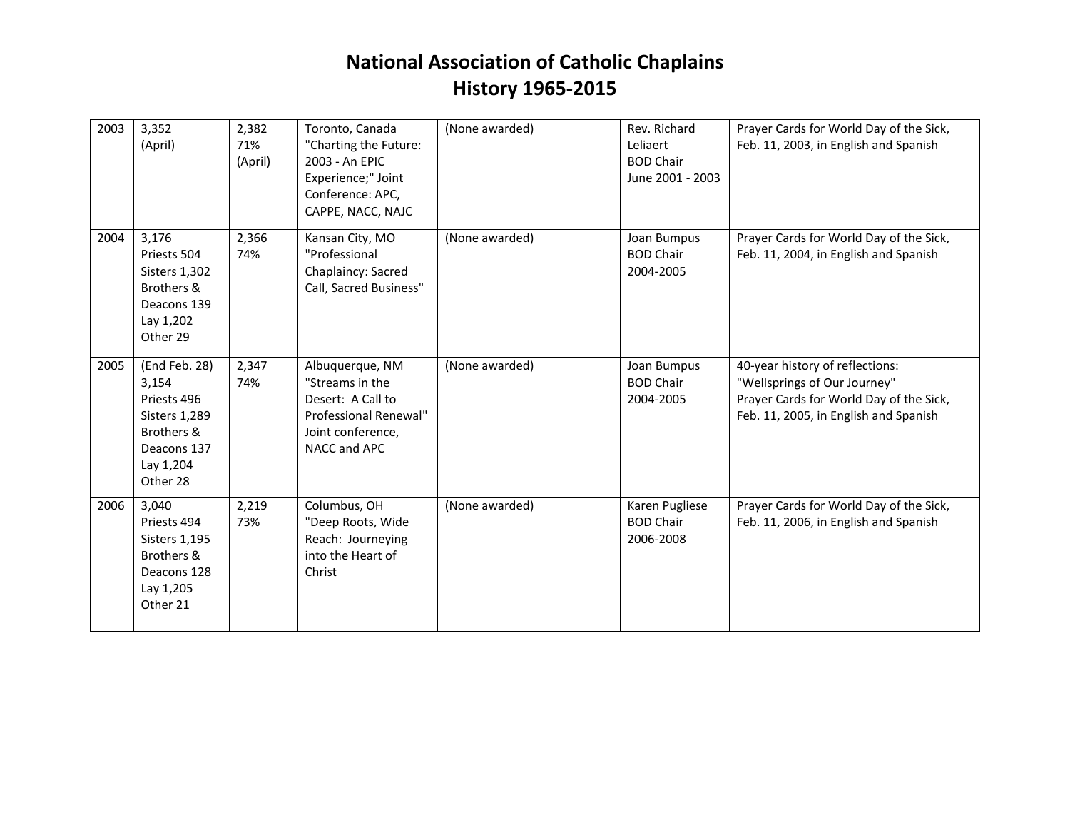# National Association of Catholic Chaplains
# History 1965-2015

| | | | | | | |
|---|---|---|---|---|---|---|
| 2003 | 3,352<br>(April) | 2,382<br>71%<br>(April) | Toronto, Canada<br>"Charting the Future: 2003 - An EPIC Experience;" Joint Conference: APC, CAPPE, NACC, NAJC | (None awarded) | Rev. Richard Leliaert<br>BOD Chair<br>June 2001 - 2003 | Prayer Cards for World Day of the Sick, Feb. 11, 2003, in English and Spanish |
| 2004 | 3,176<br>Priests 504<br>Sisters 1,302<br>Brothers & Deacons 139<br>Lay 1,202<br>Other 29 | 2,366<br>74% | Kansan City, MO<br>"Professional Chaplaincy: Sacred Call, Sacred Business" | (None awarded) | Joan Bumpus<br>BOD Chair<br>2004-2005 | Prayer Cards for World Day of the Sick, Feb. 11, 2004, in English and Spanish |
| 2005 | (End Feb. 28)<br>3,154<br>Priests 496<br>Sisters 1,289<br>Brothers & Deacons 137<br>Lay 1,204<br>Other 28 | 2,347<br>74% | Albuquerque, NM<br>"Streams in the Desert: A Call to Professional Renewal"<br>Joint conference, NACC and APC | (None awarded) | Joan Bumpus<br>BOD Chair<br>2004-2005 | 40-year history of reflections: "Wellsprings of Our Journey"<br>Prayer Cards for World Day of the Sick, Feb. 11, 2005, in English and Spanish |
| 2006 | 3,040<br>Priests 494<br>Sisters 1,195<br>Brothers & Deacons 128<br>Lay 1,205<br>Other 21 | 2,219<br>73% | Columbus, OH<br>"Deep Roots, Wide Reach: Journeying into the Heart of Christ | (None awarded) | Karen Pugliese<br>BOD Chair<br>2006-2008 | Prayer Cards for World Day of the Sick, Feb. 11, 2006, in English and Spanish |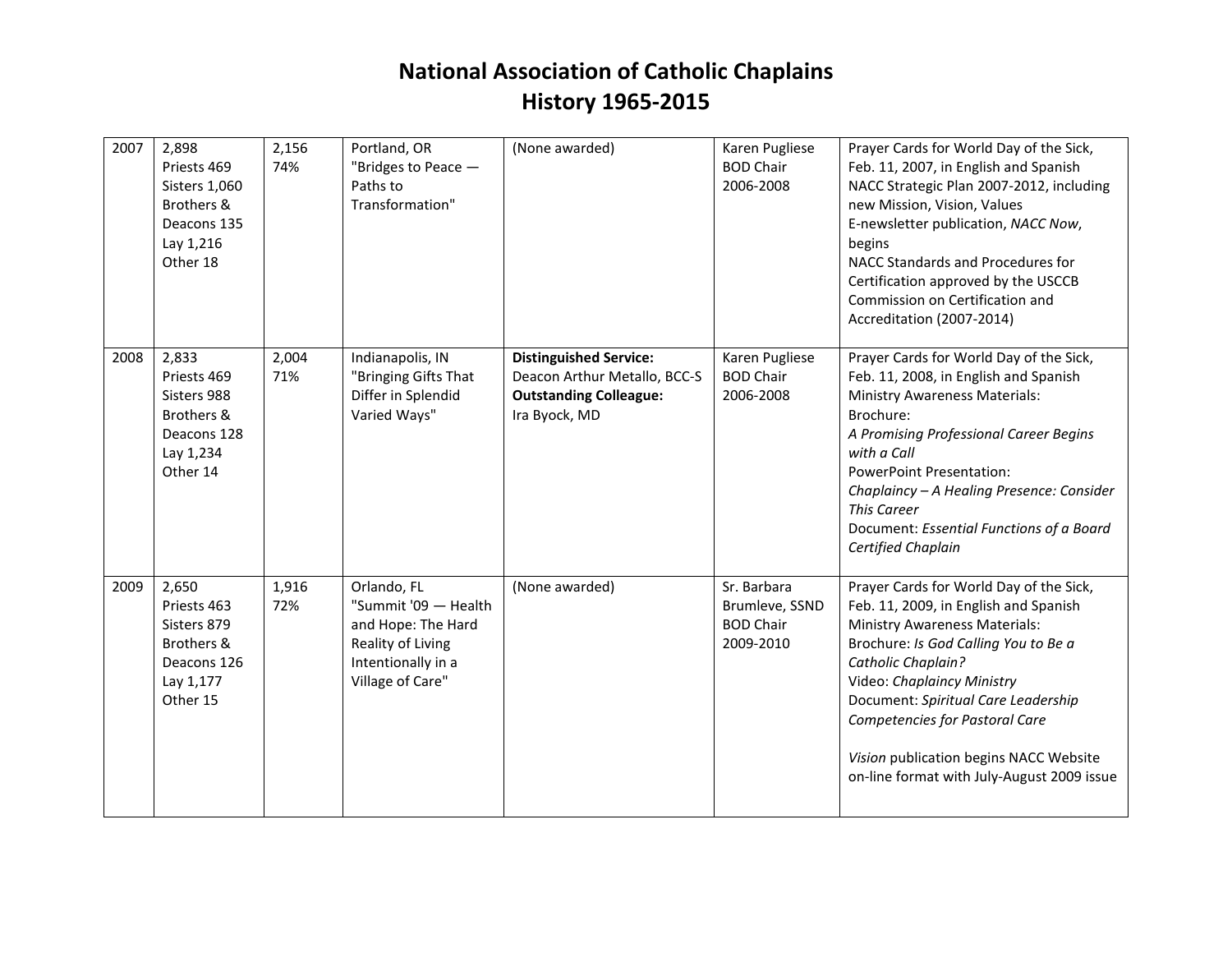# National Association of Catholic Chaplains
# History 1965-2015

| | | | | | | |
|---|---|---|---|---|---|---|
| 2007 | 2,898<br>Priests 469<br>Sisters 1,060<br>Brothers & Deacons 135<br>Lay 1,216<br>Other 18 | 2,156<br>74% | Portland, OR<br>"Bridges to Peace — Paths to Transformation" | (None awarded) | Karen Pugliese<br>BOD Chair<br>2006-2008 | Prayer Cards for World Day of the Sick, Feb. 11, 2007, in English and Spanish<br>NACC Strategic Plan 2007-2012, including new Mission, Vision, Values<br>E-newsletter publication, *NACC Now*, begins<br>NACC Standards and Procedures for Certification approved by the USCCB Commission on Certification and Accreditation (2007-2014) |
| 2008 | 2,833<br>Priests 469<br>Sisters 988<br>Brothers & Deacons 128<br>Lay 1,234<br>Other 14 | 2,004<br>71% | Indianapolis, IN<br>"Bringing Gifts That Differ in Splendid Varied Ways" | **Distinguished Service:**<br>Deacon Arthur Metallo, BCC-S<br>**Outstanding Colleague:**<br>Ira Byock, MD | Karen Pugliese<br>BOD Chair<br>2006-2008 | Prayer Cards for World Day of the Sick, Feb. 11, 2008, in English and Spanish<br>Ministry Awareness Materials:<br>Brochure:<br>*A Promising Professional Career Begins with a Call*<br>PowerPoint Presentation:<br>*Chaplaincy – A Healing Presence: Consider This Career*<br>Document: *Essential Functions of a Board Certified Chaplain* |
| 2009 | 2,650<br>Priests 463<br>Sisters 879<br>Brothers & Deacons 126<br>Lay 1,177<br>Other 15 | 1,916<br>72% | Orlando, FL<br>"Summit '09 — Health and Hope: The Hard Reality of Living Intentionally in a Village of Care" | (None awarded) | Sr. Barbara Brumleve, SSND<br>BOD Chair<br>2009-2010 | Prayer Cards for World Day of the Sick, Feb. 11, 2009, in English and Spanish<br>Ministry Awareness Materials:<br>Brochure: *Is God Calling You to Be a Catholic Chaplain?*<br>Video: *Chaplaincy Ministry*<br>Document: *Spiritual Care Leadership Competencies for Pastoral Care*<br><br>*Vision* publication begins NACC Website on-line format with July-August 2009 issue |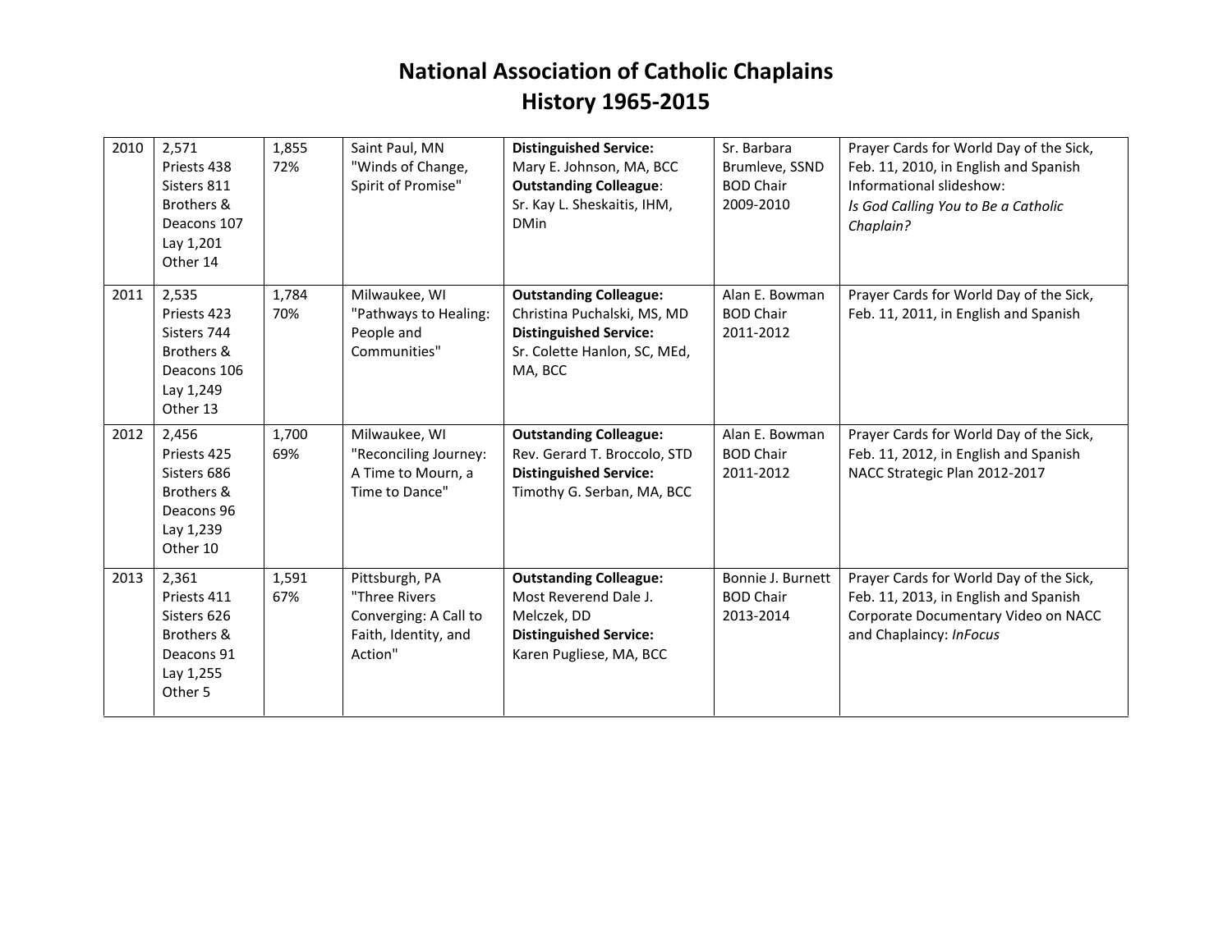# National Association of Catholic Chaplains
## History 1965-2015

| | | | | | | |
|---|---|---|---|---|---|---|
| 2010 | 2,571<br>Priests 438<br>Sisters 811<br>Brothers & Deacons 107<br>Lay 1,201<br>Other 14 | 1,855<br>72% | Saint Paul, MN<br>"Winds of Change, Spirit of Promise" | **Distinguished Service:**<br>Mary E. Johnson, MA, BCC<br>**Outstanding Colleague**:<br>Sr. Kay L. Sheskaitis, IHM, DMin | Sr. Barbara Brumleve, SSND<br>BOD Chair<br>2009-2010 | Prayer Cards for World Day of the Sick, Feb. 11, 2010, in English and Spanish<br>Informational slideshow:<br>*Is God Calling You to Be a Catholic Chaplain?* |
| 2011 | 2,535<br>Priests 423<br>Sisters 744<br>Brothers & Deacons 106<br>Lay 1,249<br>Other 13 | 1,784<br>70% | Milwaukee, WI<br>"Pathways to Healing: People and Communities" | **Outstanding Colleague:**<br>Christina Puchalski, MS, MD<br>**Distinguished Service:**<br>Sr. Colette Hanlon, SC, MEd, MA, BCC | Alan E. Bowman<br>BOD Chair<br>2011-2012 | Prayer Cards for World Day of the Sick, Feb. 11, 2011, in English and Spanish |
| 2012 | 2,456<br>Priests 425<br>Sisters 686<br>Brothers & Deacons 96<br>Lay 1,239<br>Other 10 | 1,700<br>69% | Milwaukee, WI<br>"Reconciling Journey: A Time to Mourn, a Time to Dance" | **Outstanding Colleague:**<br>Rev. Gerard T. Broccolo, STD<br>**Distinguished Service:**<br>Timothy G. Serban, MA, BCC | Alan E. Bowman<br>BOD Chair<br>2011-2012 | Prayer Cards for World Day of the Sick, Feb. 11, 2012, in English and Spanish<br>NACC Strategic Plan 2012-2017 |
| 2013 | 2,361<br>Priests 411<br>Sisters 626<br>Brothers & Deacons 91<br>Lay 1,255<br>Other 5 | 1,591<br>67% | Pittsburgh, PA<br>"Three Rivers Converging: A Call to Faith, Identity, and Action" | **Outstanding Colleague:**<br>Most Reverend Dale J. Melczek, DD<br>**Distinguished Service:**<br>Karen Pugliese, MA, BCC | Bonnie J. Burnett<br>BOD Chair<br>2013-2014 | Prayer Cards for World Day of the Sick, Feb. 11, 2013, in English and Spanish<br>Corporate Documentary Video on NACC and Chaplaincy: *InFocus* |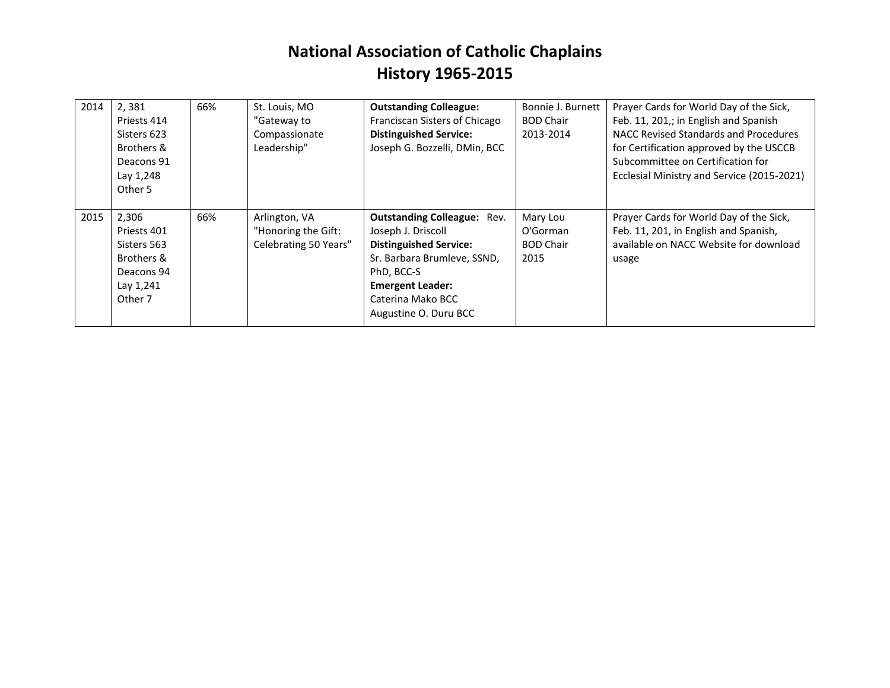# National Association of Catholic Chaplains
# History 1965-2015

| | | | | | | |
|---|---|---|---|---|---|---|
| 2014 | 2, 381<br>Priests 414<br>Sisters 623<br>Brothers & Deacons 91<br>Lay 1,248<br>Other 5 | 66% | St. Louis, MO<br>"Gateway to Compassionate Leadership" | **Outstanding Colleague:**<br>Franciscan Sisters of Chicago<br>**Distinguished Service:**<br>Joseph G. Bozzelli, DMin, BCC | Bonnie J. Burnett<br>BOD Chair<br>2013-2014 | Prayer Cards for World Day of the Sick, Feb. 11, 201,; in English and Spanish<br>NACC Revised Standards and Procedures for Certification approved by the USCCB Subcommittee on Certification for Ecclesial Ministry and Service (2015-2021) |
| 2015 | 2,306<br>Priests 401<br>Sisters 563<br>Brothers & Deacons 94<br>Lay 1,241<br>Other 7 | 66% | Arlington, VA<br>"Honoring the Gift: Celebrating 50 Years" | **Outstanding Colleague:** Rev. Joseph J. Driscoll<br>**Distinguished Service:**<br>Sr. Barbara Brumleve, SSND, PhD, BCC-S<br>**Emergent Leader:**<br>Caterina Mako BCC<br>Augustine O. Duru BCC | Mary Lou O'Gorman<br>BOD Chair<br>2015 | Prayer Cards for World Day of the Sick, Feb. 11, 201, in English and Spanish, available on NACC Website for download usage |